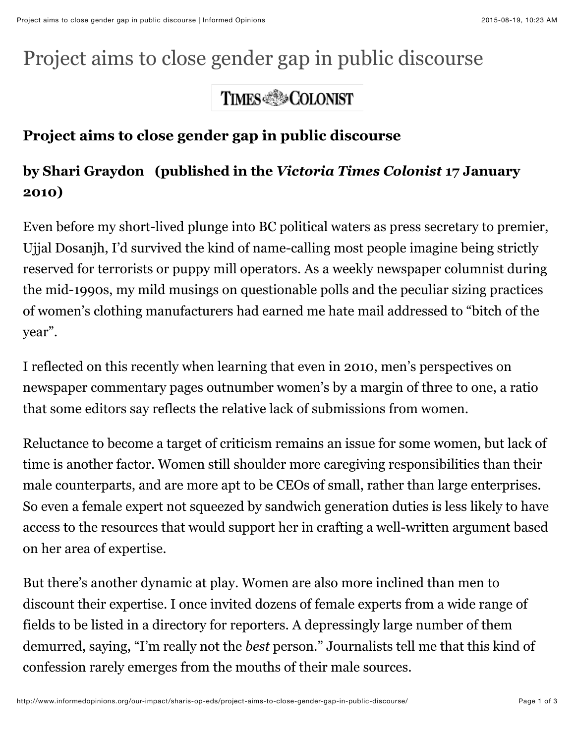# Project aims to close gender gap in public discourse

TIMES COLONIST

### Project aims to close gender gap in public discourse

### by Shari Graydon (published in the *Victoria Times Colonist* 17 January 2010)

Even before my short-lived plunge into BC political waters as press secretary to premier, Ujjal Dosanjh, I'd survived the kind of name-calling most people imagine being strictly reserved for terrorists or puppy mill operators. As a weekly newspaper columnist during the mid-1990s, my mild musings on questionable polls and the peculiar sizing practices of women's clothing manufacturers had earned me hate mail addressed to "bitch of the year".

I reflected on this recently when learning that even in 2010, men's perspectives on newspaper commentary pages outnumber women's by a margin of three to one, a ratio that some editors say reflects the relative lack of submissions from women.

Reluctance to become a target of criticism remains an issue for some women, but lack of time is another factor. Women still shoulder more caregiving responsibilities than their male counterparts, and are more apt to be CEOs of small, rather than large enterprises. So even a female expert not squeezed by sandwich generation duties is less likely to have access to the resources that would support her in crafting a well-written argument based on her area of expertise.

But there's another dynamic at play. Women are also more inclined than men to discount their expertise. I once invited dozens of female experts from a wide range of fields to be listed in a directory for reporters. A depressingly large number of them demurred, saying, "I'm really not the *best* person." Journalists tell me that this kind of confession rarely emerges from the mouths of their male sources.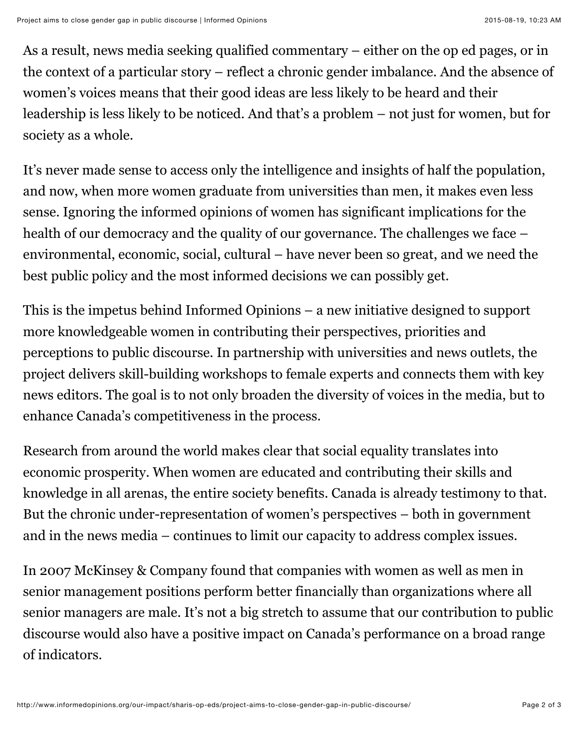As a result, news media seeking qualified commentary – either on the op ed pages, or in the context of a particular story – reflect a chronic gender imbalance. And the absence of women's voices means that their good ideas are less likely to be heard and their leadership is less likely to be noticed. And that's a problem – not just for women, but for society as a whole.

It's never made sense to access only the intelligence and insights of half the population, and now, when more women graduate from universities than men, it makes even less sense. Ignoring the informed opinions of women has significant implications for the health of our democracy and the quality of our governance. The challenges we face – environmental, economic, social, cultural – have never been so great, and we need the best public policy and the most informed decisions we can possibly get.

This is the impetus behind Informed Opinions – a new initiative designed to support more knowledgeable women in contributing their perspectives, priorities and perceptions to public discourse. In partnership with universities and news outlets, the project delivers skill-building workshops to female experts and connects them with key news editors. The goal is to not only broaden the diversity of voices in the media, but to enhance Canada's competitiveness in the process.

Research from around the world makes clear that social equality translates into economic prosperity. When women are educated and contributing their skills and knowledge in all arenas, the entire society benefits. Canada is already testimony to that. But the chronic under-representation of women's perspectives – both in government and in the news media – continues to limit our capacity to address complex issues.

In 2007 McKinsey & Company found that companies with women as well as men in senior management positions perform better financially than organizations where all senior managers are male. It's not a big stretch to assume that our contribution to public discourse would also have a positive impact on Canada's performance on a broad range of indicators.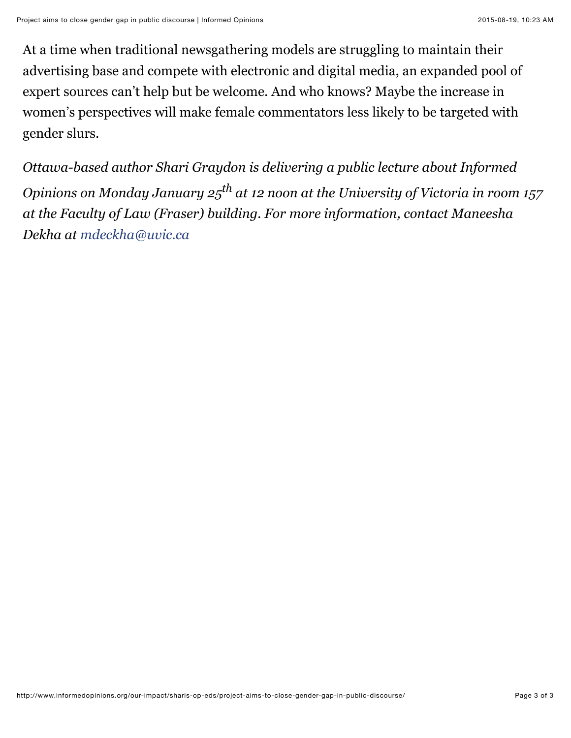At a time when traditional newsgathering models are struggling to maintain their advertising base and compete with electronic and digital media, an expanded pool of expert sources can't help but be welcome. And who knows? Maybe the increase in women's perspectives will make female commentators less likely to be targeted with gender slurs.

*Ottawa-based author Shari Graydon is delivering a public lecture about Informed Opinions on Monday January 25th at 12 noon at the University of Victoria in room 157 at the Faculty of Law (Fraser) building. For more information, contact Maneesha Dekha at mdeckha@uvic.ca*